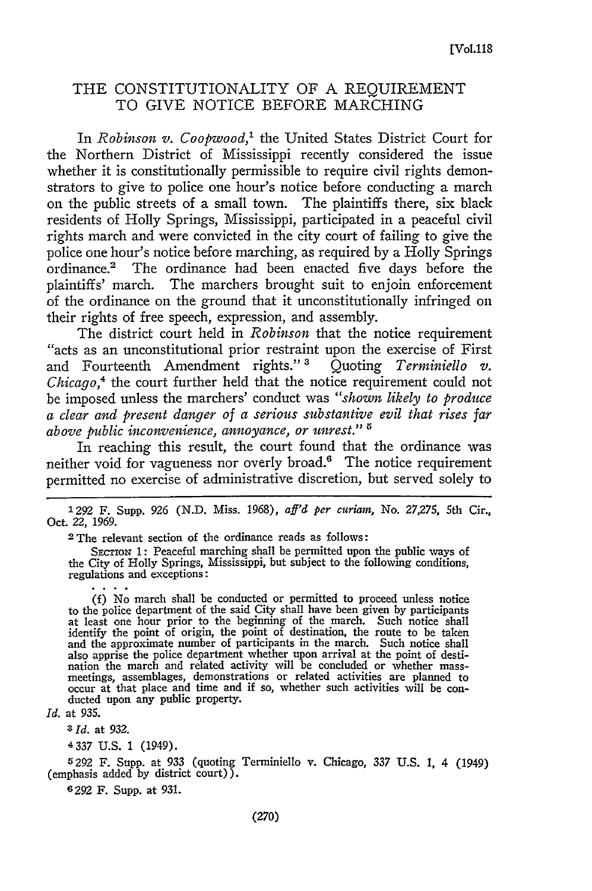# THE CONSTITUTIONALITY OF A REQUIREMENT TO GIVE NOTICE BEFORE MARCHING

In *Robinson v. Coopwood*,[1] the United States District Court for the Northern District of Mississippi recently considered the issue whether it is constitutionally permissible to require civil rights demonstrators to give to police one hour's notice before conducting a march on the public streets of a small town. The plaintiffs there, six black residents of Holly Springs, Mississippi, participated in a peaceful civil rights march and were convicted in the city court of failing to give the police one hour's notice before marching, as required by a Holly Springs ordinance.[2] The ordinance had been enacted five days before the plaintiffs' march. The marchers brought suit to enjoin enforcement of the ordinance on the ground that it unconstitutionally infringed on their rights of free speech, expression, and assembly.

The district court held in *Robinson* that the notice requirement "acts as an unconstitutional prior restraint upon the exercise of First and Fourteenth Amendment rights."[3] Quoting *Terminiello v. Chicago*,[4] the court further held that the notice requirement could not be imposed unless the marchers' conduct was "*shown likely to produce a clear and present danger of a serious substantive evil that rises far above public inconvenience, annoyance, or unrest.*"[5]

In reaching this result, the court found that the ordinance was neither void for vagueness nor overly broad.[6] The notice requirement permitted no exercise of administrative discretion, but served solely to

---

[1] 292 F. Supp. 926 (N.D. Miss. 1968), *aff'd per curiam*, No. 27,275, 5th Cir., Oct. 22, 1969.

[2] The relevant section of the ordinance reads as follows:

> SECTION 1: Peaceful marching shall be permitted upon the public ways of the City of Holly Springs, Mississippi, but subject to the following conditions, regulations and exceptions:
>
> . . . .
>
> (f) No march shall be conducted or permitted to proceed unless notice to the police department of the said City shall have been given by participants at least one hour prior to the beginning of the march. Such notice shall identify the point of origin, the point of destination, the route to be taken and the approximate number of participants in the march. Such notice shall also apprise the police department whether upon arrival at the point of destination the march and related activity will be concluded or whether mass-meetings, assemblages, demonstrations or related activities are planned to occur at that place and time and if so, whether such activities will be conducted upon any public property.

*Id.* at 935.

[3] *Id.* at 932.

[4] 337 U.S. 1 (1949).

[5] 292 F. Supp. at 933 (quoting Terminiello v. Chicago, 337 U.S. 1, 4 (1949) (emphasis added by district court)).

[6] 292 F. Supp. at 931.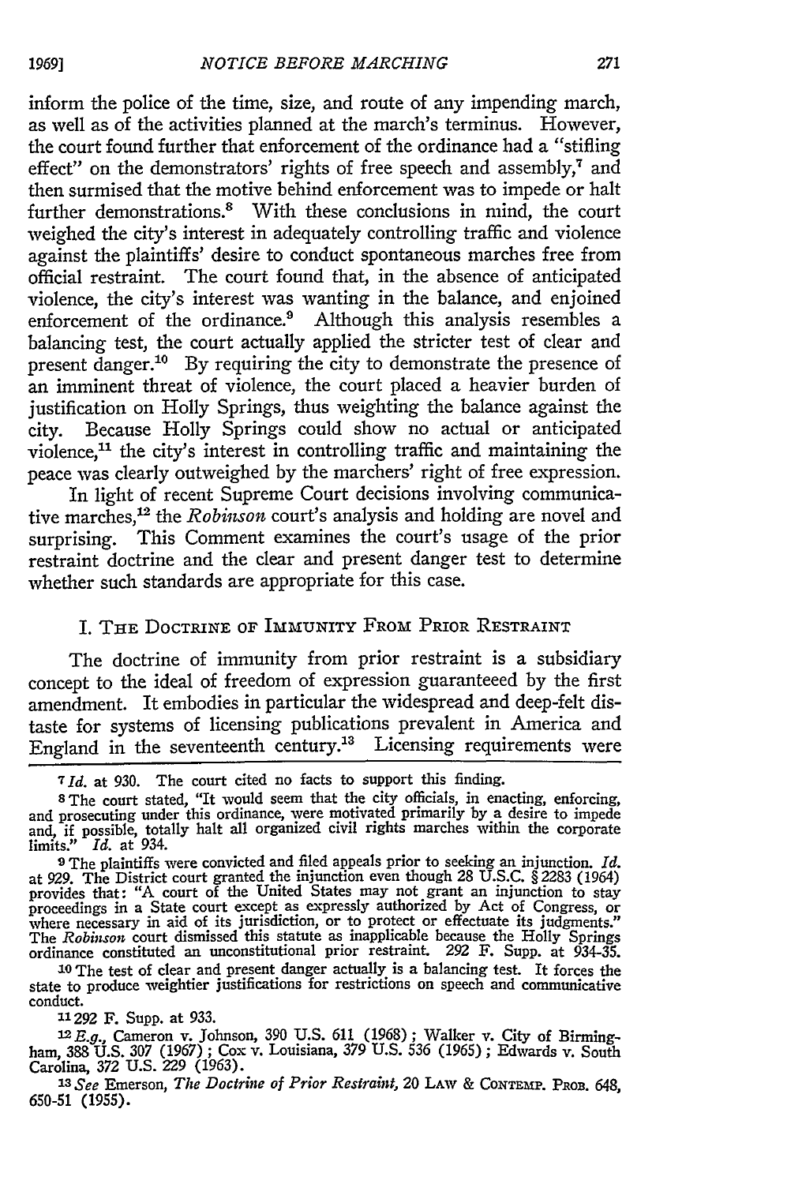inform the police of the time, size, and route of any impending march, as well as of the activities planned at the march's terminus. However, the court found further that enforcement of the ordinance had a "stifling effect" on the demonstrators' rights of free speech and assembly,[7] and then surmised that the motive behind enforcement was to impede or halt further demonstrations.[8] With these conclusions in mind, the court weighed the city's interest in adequately controlling traffic and violence against the plaintiffs' desire to conduct spontaneous marches free from official restraint. The court found that, in the absence of anticipated violence, the city's interest was wanting in the balance, and enjoined enforcement of the ordinance.[9] Although this analysis resembles a balancing test, the court actually applied the stricter test of clear and present danger.[10] By requiring the city to demonstrate the presence of an imminent threat of violence, the court placed a heavier burden of justification on Holly Springs, thus weighting the balance against the city. Because Holly Springs could show no actual or anticipated violence,[11] the city's interest in controlling traffic and maintaining the peace was clearly outweighed by the marchers' right of free expression.

In light of recent Supreme Court decisions involving communicative marches,[12] the *Robinson* court's analysis and holding are novel and surprising. This Comment examines the court's usage of the prior restraint doctrine and the clear and present danger test to determine whether such standards are appropriate for this case.

## I. The Doctrine of Immunity From Prior Restraint

The doctrine of immunity from prior restraint is a subsidiary concept to the ideal of freedom of expression guaranteeed by the first amendment. It embodies in particular the widespread and deep-felt distaste for systems of licensing publications prevalent in America and England in the seventeenth century.[13] Licensing requirements were

---

[7] *Id.* at 930. The court cited no facts to support this finding.

[8] The court stated, "It would seem that the city officials, in enacting, enforcing, and prosecuting under this ordinance, were motivated primarily by a desire to impede and, if possible, totally halt all organized civil rights marches within the corporate limits." *Id.* at 934.

[9] The plaintiffs were convicted and filed appeals prior to seeking an injunction. *Id.* at 929. The District court granted the injunction even though 28 U.S.C. § 2283 (1964) provides that: "A court of the United States may not grant an injunction to stay proceedings in a State court except as expressly authorized by Act of Congress, or where necessary in aid of its jurisdiction, or to protect or effectuate its judgments." The *Robinson* court dismissed this statute as inapplicable because the Holly Springs ordinance constituted an unconstitutional prior restraint. 292 F. Supp. at 934-35.

[10] The test of clear and present danger actually is a balancing test. It forces the state to produce weightier justifications for restrictions on speech and communicative conduct.

[11] 292 F. Supp. at 933.

[12] *E.g.*, Cameron v. Johnson, 390 U.S. 611 (1968); Walker v. City of Birmingham, 388 U.S. 307 (1967); Cox v. Louisiana, 379 U.S. 536 (1965); Edwards v. South Carolina, 372 U.S. 229 (1963).

[13] *See* Emerson, *The Doctrine of Prior Restraint*, 20 Law & Contemp. Prob. 648, 650-51 (1955).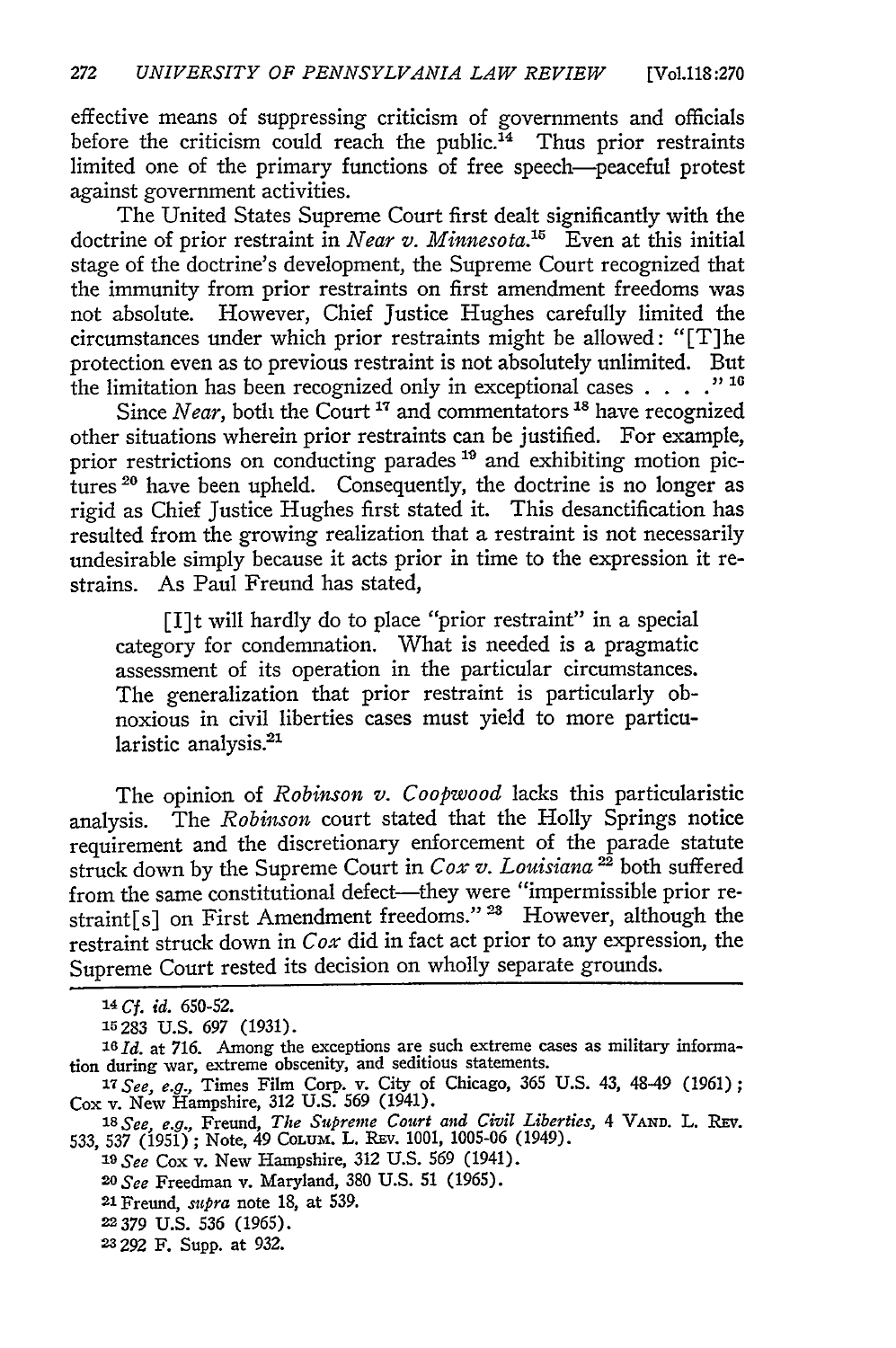effective means of suppressing criticism of governments and officials before the criticism could reach the public.[14] Thus prior restraints limited one of the primary functions of free speech—peaceful protest against government activities.

The United States Supreme Court first dealt significantly with the doctrine of prior restraint in *Near v. Minnesota*.[15] Even at this initial stage of the doctrine's development, the Supreme Court recognized that the immunity from prior restraints on first amendment freedoms was not absolute. However, Chief Justice Hughes carefully limited the circumstances under which prior restraints might be allowed: "[T]he protection even as to previous restraint is not absolutely unlimited. But the limitation has been recognized only in exceptional cases . . . ." [16]

Since *Near*, both the Court [17] and commentators [18] have recognized other situations wherein prior restraints can be justified. For example, prior restrictions on conducting parades [19] and exhibiting motion pictures [20] have been upheld. Consequently, the doctrine is no longer as rigid as Chief Justice Hughes first stated it. This desanctification has resulted from the growing realization that a restraint is not necessarily undesirable simply because it acts prior in time to the expression it restrains. As Paul Freund has stated,

> [I]t will hardly do to place "prior restraint" in a special category for condemnation. What is needed is a pragmatic assessment of its operation in the particular circumstances. The generalization that prior restraint is particularly obnoxious in civil liberties cases must yield to more particularistic analysis.[21]

The opinion of *Robinson v. Coopwood* lacks this particularistic analysis. The *Robinson* court stated that the Holly Springs notice requirement and the discretionary enforcement of the parade statute struck down by the Supreme Court in *Cox v. Louisiana* [22] both suffered from the same constitutional defect—they were "impermissible prior restraint[s] on First Amendment freedoms." [23] However, although the restraint struck down in *Cox* did in fact act prior to any expression, the Supreme Court rested its decision on wholly separate grounds.

---

[14] *Cf. id.* 650-52.

[15] 283 U.S. 697 (1931).

[16] *Id.* at 716. Among the exceptions are such extreme cases as military information during war, extreme obscenity, and seditious statements.

[17] *See, e.g.,* Times Film Corp. v. City of Chicago, 365 U.S. 43, 48-49 (1961); Cox v. New Hampshire, 312 U.S. 569 (1941).

[18] *See, e.g.,* Freund, *The Supreme Court and Civil Liberties*, 4 VAND. L. REV. 533, 537 (1951); Note, 49 COLUM. L. REV. 1001, 1005-06 (1949).

[19] *See* Cox v. New Hampshire, 312 U.S. 569 (1941).

[20] *See* Freedman v. Maryland, 380 U.S. 51 (1965).

[21] Freund, *supra* note 18, at 539.

[22] 379 U.S. 536 (1965).

[23] 292 F. Supp. at 932.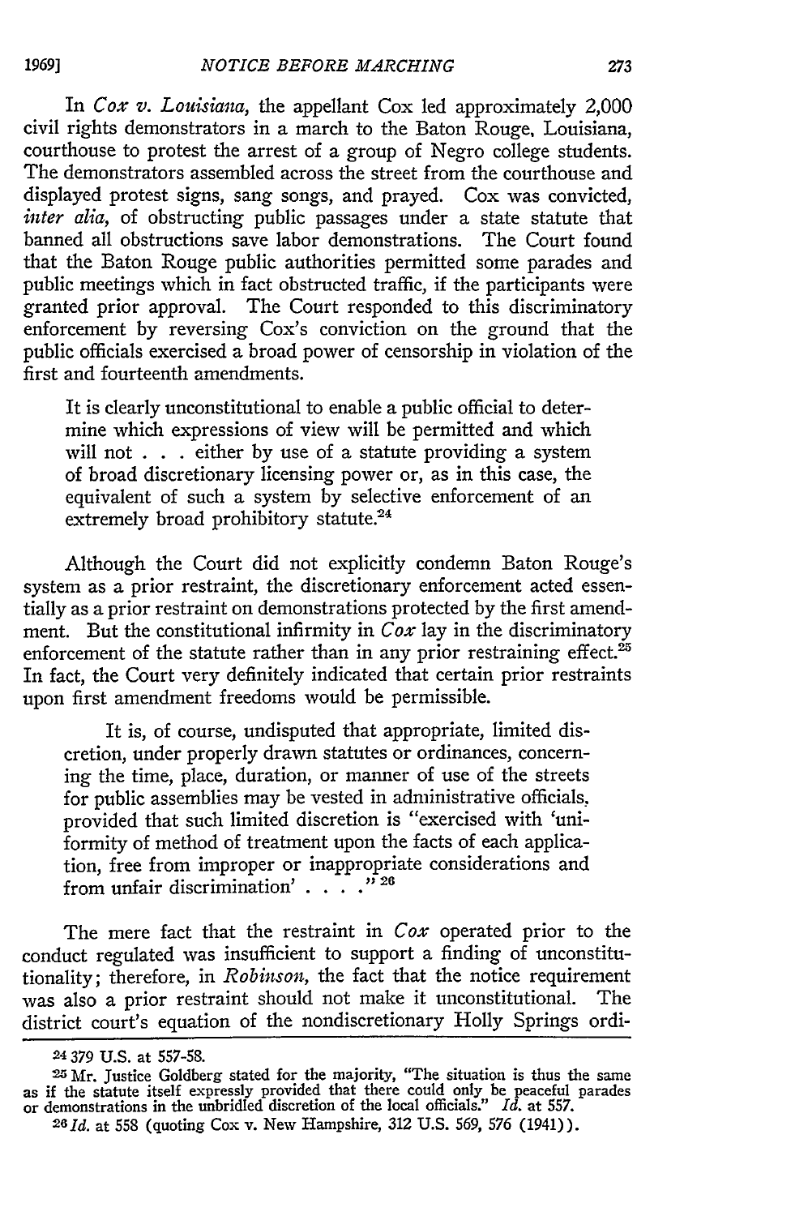In *Cox v. Louisiana*, the appellant Cox led approximately 2,000 civil rights demonstrators in a march to the Baton Rouge, Louisiana, courthouse to protest the arrest of a group of Negro college students. The demonstrators assembled across the street from the courthouse and displayed protest signs, sang songs, and prayed. Cox was convicted, *inter alia*, of obstructing public passages under a state statute that banned all obstructions save labor demonstrations. The Court found that the Baton Rouge public authorities permitted some parades and public meetings which in fact obstructed traffic, if the participants were granted prior approval. The Court responded to this discriminatory enforcement by reversing Cox's conviction on the ground that the public officials exercised a broad power of censorship in violation of the first and fourteenth amendments.

> It is clearly unconstitutional to enable a public official to determine which expressions of view will be permitted and which will not . . . either by use of a statute providing a system of broad discretionary licensing power or, as in this case, the equivalent of such a system by selective enforcement of an extremely broad prohibitory statute.[24]

Although the Court did not explicitly condemn Baton Rouge's system as a prior restraint, the discretionary enforcement acted essentially as a prior restraint on demonstrations protected by the first amendment. But the constitutional infirmity in *Cox* lay in the discriminatory enforcement of the statute rather than in any prior restraining effect.[25] In fact, the Court very definitely indicated that certain prior restraints upon first amendment freedoms would be permissible.

> It is, of course, undisputed that appropriate, limited discretion, under properly drawn statutes or ordinances, concerning the time, place, duration, or manner of use of the streets for public assemblies may be vested in administrative officials, provided that such limited discretion is "exercised with 'uniformity of method of treatment upon the facts of each application, free from improper or inappropriate considerations and from unfair discrimination' . . . ."[26]

The mere fact that the restraint in *Cox* operated prior to the conduct regulated was insufficient to support a finding of unconstitutionality; therefore, in *Robinson*, the fact that the notice requirement was also a prior restraint should not make it unconstitutional. The district court's equation of the nondiscretionary Holly Springs ordi-

---

[24] 379 U.S. at 557-58.

[25] Mr. Justice Goldberg stated for the majority, "The situation is thus the same as if the statute itself expressly provided that there could only be peaceful parades or demonstrations in the unbridled discretion of the local officials." *Id.* at 557.

[26] *Id.* at 558 (quoting Cox v. New Hampshire, 312 U.S. 569, 576 (1941)).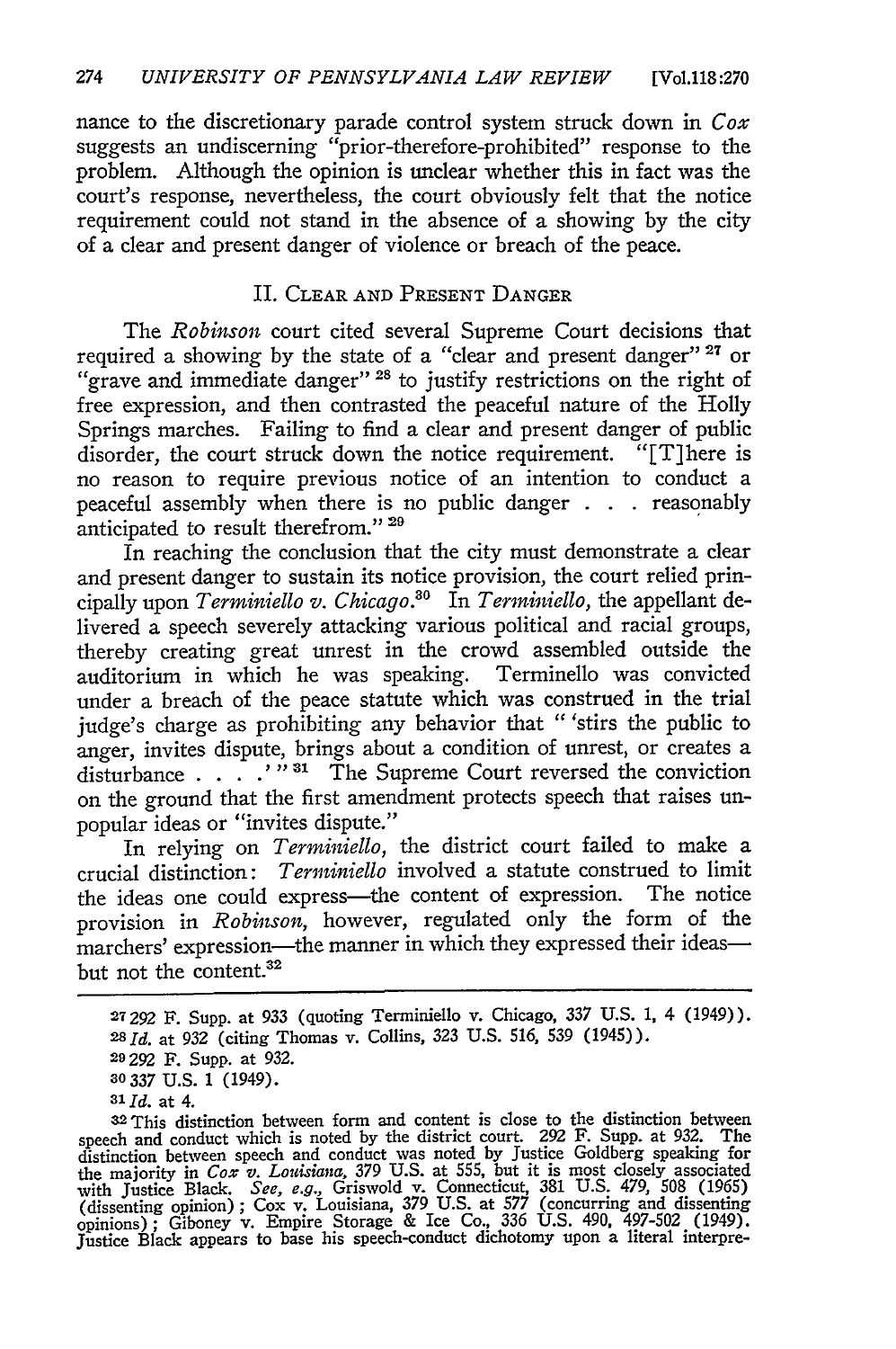nance to the discretionary parade control system struck down in *Cox* suggests an undiscerning "prior-therefore-prohibited" response to the problem. Although the opinion is unclear whether this in fact was the court's response, nevertheless, the court obviously felt that the notice requirement could not stand in the absence of a showing by the city of a clear and present danger of violence or breach of the peace.

## II. Clear and Present Danger

The *Robinson* court cited several Supreme Court decisions that required a showing by the state of a "clear and present danger" [27] or "grave and immediate danger" [28] to justify restrictions on the right of free expression, and then contrasted the peaceful nature of the Holly Springs marches. Failing to find a clear and present danger of public disorder, the court struck down the notice requirement. "[T]here is no reason to require previous notice of an intention to conduct a peaceful assembly when there is no public danger . . . reasonably anticipated to result therefrom." [29]

In reaching the conclusion that the city must demonstrate a clear and present danger to sustain its notice provision, the court relied principally upon *Terminiello v. Chicago*.[30] In *Terminiello*, the appellant delivered a speech severely attacking various political and racial groups, thereby creating great unrest in the crowd assembled outside the auditorium in which he was speaking. Terminello was convicted under a breach of the peace statute which was construed in the trial judge's charge as prohibiting any behavior that " 'stirs the public to anger, invites dispute, brings about a condition of unrest, or creates a disturbance . . . .' " [31] The Supreme Court reversed the conviction on the ground that the first amendment protects speech that raises unpopular ideas or "invites dispute."

In relying on *Terminiello*, the district court failed to make a crucial distinction: *Terminiello* involved a statute construed to limit the ideas one could express—the content of expression. The notice provision in *Robinson*, however, regulated only the form of the marchers' expression—the manner in which they expressed their ideas—but not the content.[32]

---

[27] 292 F. Supp. at 933 (quoting Terminiello v. Chicago, 337 U.S. 1, 4 (1949)).

[28] *Id.* at 932 (citing Thomas v. Collins, 323 U.S. 516, 539 (1945)).

[29] 292 F. Supp. at 932.

[30] 337 U.S. 1 (1949).

[31] *Id.* at 4.

[32] This distinction between form and content is close to the distinction between speech and conduct which is noted by the district court. 292 F. Supp. at 932. The distinction between speech and conduct was noted by Justice Goldberg speaking for the majority in *Cox v. Louisiana*, 379 U.S. at 555, but it is most closely associated with Justice Black. *See, e.g.*, Griswold v. Connecticut, 381 U.S. 479, 508 (1965) (dissenting opinion); Cox v. Louisiana, 379 U.S. at 577 (concurring and dissenting opinions); Giboney v. Empire Storage & Ice Co., 336 U.S. 490, 497-502 (1949). Justice Black appears to base his speech-conduct dichotomy upon a literal interpre-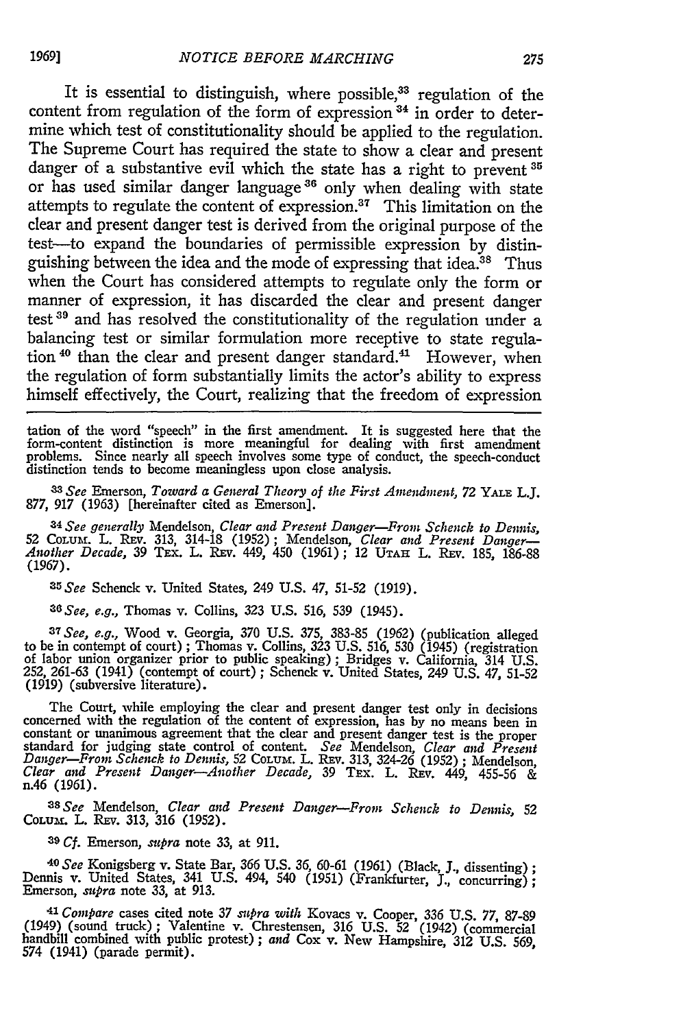It is essential to distinguish, where possible,[33] regulation of the content from regulation of the form of expression[34] in order to determine which test of constitutionality should be applied to the regulation. The Supreme Court has required the state to show a clear and present danger of a substantive evil which the state has a right to prevent[35] or has used similar danger language[36] only when dealing with state attempts to regulate the content of expression.[37] This limitation on the clear and present danger test is derived from the original purpose of the test—to expand the boundaries of permissible expression by distinguishing between the idea and the mode of expressing that idea.[38] Thus when the Court has considered attempts to regulate only the form or manner of expression, it has discarded the clear and present danger test[39] and has resolved the constitutionality of the regulation under a balancing test or similar formulation more receptive to state regulation[40] than the clear and present danger standard.[41] However, when the regulation of form substantially limits the actor's ability to express himself effectively, the Court, realizing that the freedom of expression

---

tation of the word "speech" in the first amendment. It is suggested here that the form-content distinction is more meaningful for dealing with first amendment problems. Since nearly all speech involves some type of conduct, the speech-conduct distinction tends to become meaningless upon close analysis.

[33] *See* Emerson, *Toward a General Theory of the First Amendment*, 72 YALE L.J. 877, 917 (1963) [hereinafter cited as Emerson].

[34] *See generally* Mendelson, *Clear and Present Danger—From Schenck to Dennis*, 52 COLUM. L. REV. 313, 314-18 (1952); Mendelson, *Clear and Present Danger—Another Decade*, 39 TEX. L. REV. 449, 450 (1961); 12 UTAH L. REV. 185, 186-88 (1967).

[35] *See* Schenck v. United States, 249 U.S. 47, 51-52 (1919).

[36] *See, e.g.*, Thomas v. Collins, 323 U.S. 516, 539 (1945).

[37] *See, e.g.*, Wood v. Georgia, 370 U.S. 375, 383-85 (1962) (publication alleged to be in contempt of court); Thomas v. Collins, 323 U.S. 516, 530 (1945) (registration of labor union organizer prior to public speaking); Bridges v. California, 314 U.S. 252, 261-63 (1941) (contempt of court); Schenck v. United States, 249 U.S. 47, 51-52 (1919) (subversive literature).

The Court, while employing the clear and present danger test only in decisions concerned with the regulation of the content of expression, has by no means been in constant or unanimous agreement that the clear and present danger test is the proper standard for judging state control of content. *See* Mendelson, *Clear and Present Danger—From Schenck to Dennis*, 52 COLUM. L. REV. 313, 324-26 (1952); Mendelson, *Clear and Present Danger—Another Decade*, 39 TEX. L. REV. 449, 455-56 & n.46 (1961).

[38] *See* Mendelson, *Clear and Present Danger—From Schenck to Dennis*, 52 COLUM. L. REV. 313, 316 (1952).

[39] *Cf.* Emerson, *supra* note 33, at 911.

[40] *See* Konigsberg v. State Bar, 366 U.S. 36, 60-61 (1961) (Black, J., dissenting); Dennis v. United States, 341 U.S. 494, 540 (1951) (Frankfurter, J., concurring); Emerson, *supra* note 33, at 913.

[41] *Compare* cases cited note 37 *supra with* Kovacs v. Cooper, 336 U.S. 77, 87-89 (1949) (sound truck); Valentine v. Chrestensen, 316 U.S. 52 (1942) (commercial handbill combined with public protest); *and* Cox v. New Hampshire, 312 U.S. 569, 574 (1941) (parade permit).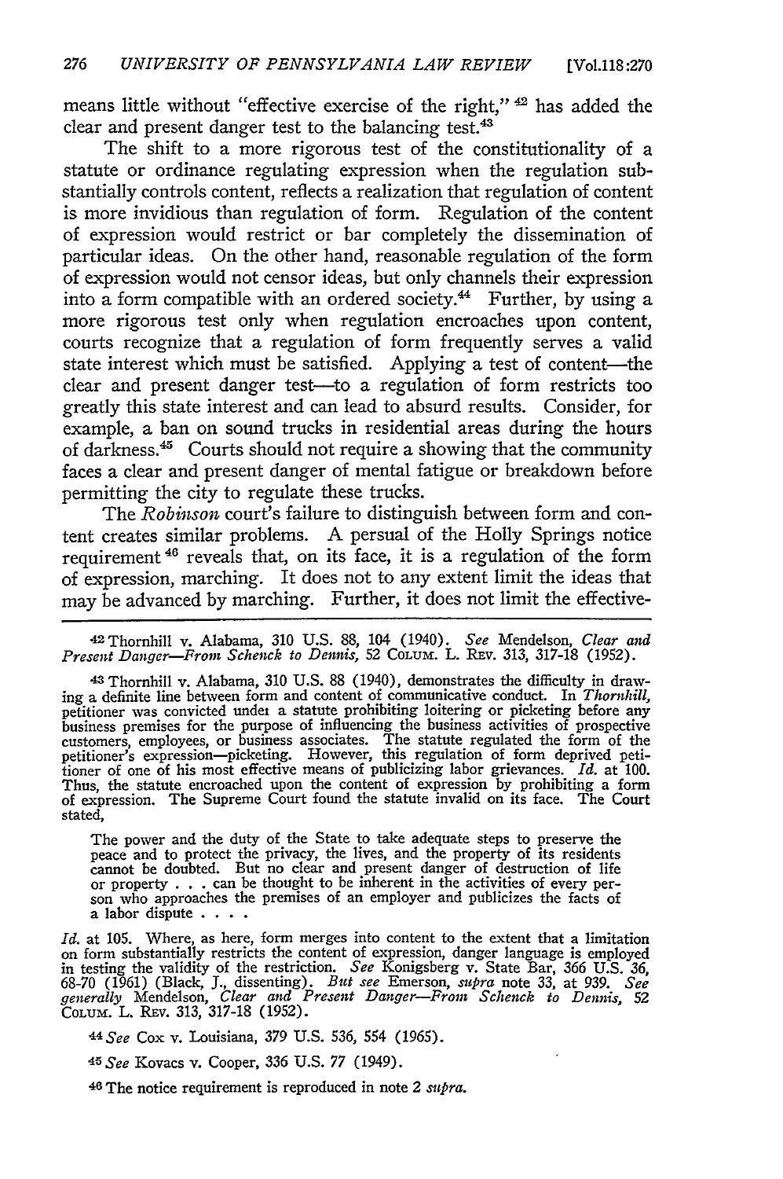means little without "effective exercise of the right," [42] has added the clear and present danger test to the balancing test.[43]

The shift to a more rigorous test of the constitutionality of a statute or ordinance regulating expression when the regulation substantially controls content, reflects a realization that regulation of content is more invidious than regulation of form. Regulation of the content of expression would restrict or bar completely the dissemination of particular ideas. On the other hand, reasonable regulation of the form of expression would not censor ideas, but only channels their expression into a form compatible with an ordered society.[44] Further, by using a more rigorous test only when regulation encroaches upon content, courts recognize that a regulation of form frequently serves a valid state interest which must be satisfied. Applying a test of content—the clear and present danger test—to a regulation of form restricts too greatly this state interest and can lead to absurd results. Consider, for example, a ban on sound trucks in residential areas during the hours of darkness.[45] Courts should not require a showing that the community faces a clear and present danger of mental fatigue or breakdown before permitting the city to regulate these trucks.

The *Robinson* court's failure to distinguish between form and content creates similar problems. A persual of the Holly Springs notice requirement [46] reveals that, on its face, it is a regulation of the form of expression, marching. It does not to any extent limit the ideas that may be advanced by marching. Further, it does not limit the effective-

---

[42] Thornhill v. Alabama, 310 U.S. 88, 104 (1940). *See* Mendelson, *Clear and Present Danger—From Schenck to Dennis*, 52 COLUM. L. REV. 313, 317-18 (1952).

[43] Thornhill v. Alabama, 310 U.S. 88 (1940), demonstrates the difficulty in drawing a definite line between form and content of communicative conduct. In *Thornhill*, petitioner was convicted undei a statute prohibiting loitering or picketing before any business premises for the purpose of influencing the business activities of prospective customers, employees, or business associates. The statute regulated the form of the petitioner's expression—picketing. However, this regulation of form deprived petitioner of one of his most effective means of publicizing labor grievances. *Id.* at 100. Thus, the statute encroached upon the content of expression by prohibiting a form of expression. The Supreme Court found the statute invalid on its face. The Court stated,

> The power and the duty of the State to take adequate steps to preserve the peace and to protect the privacy, the lives, and the property of its residents cannot be doubted. But no clear and present danger of destruction of life or property . . . can be thought to be inherent in the activities of every person who approaches the premises of an employer and publicizes the facts of a labor dispute . . . .

*Id.* at 105. Where, as here, form merges into content to the extent that a limitation on form substantially restricts the content of expression, danger language is employed in testing the validity of the restriction. *See* Konigsberg v. State Bar, 366 U.S. 36, 68-70 (1961) (Black, J., dissenting). *But see* Emerson, *supra* note 33, at 939. *See generally* Mendelson, *Clear and Present Danger—From Schenck to Dennis*, 52 COLUM. L. REV. 313, 317-18 (1952).

[44] *See* Cox v. Louisiana, 379 U.S. 536, 554 (1965).

[45] *See* Kovacs v. Cooper, 336 U.S. 77 (1949).

[46] The notice requirement is reproduced in note 2 *supra*.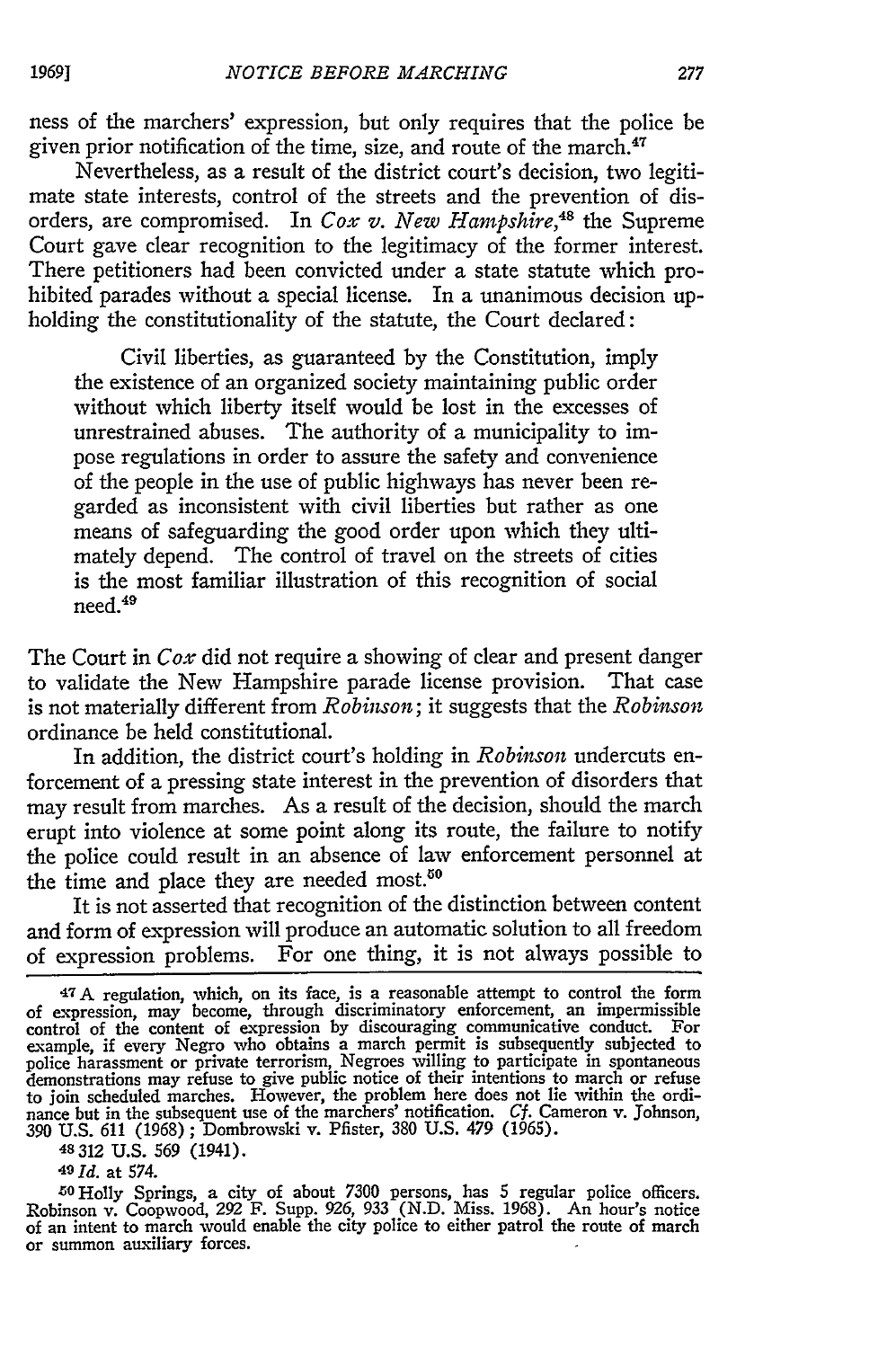ness of the marchers' expression, but only requires that the police be given prior notification of the time, size, and route of the march.[47]

Nevertheless, as a result of the district court's decision, two legitimate state interests, control of the streets and the prevention of disorders, are compromised. In *Cox v. New Hampshire*,[48] the Supreme Court gave clear recognition to the legitimacy of the former interest. There petitioners had been convicted under a state statute which prohibited parades without a special license. In a unanimous decision upholding the constitutionality of the statute, the Court declared:

> Civil liberties, as guaranteed by the Constitution, imply the existence of an organized society maintaining public order without which liberty itself would be lost in the excesses of unrestrained abuses. The authority of a municipality to impose regulations in order to assure the safety and convenience of the people in the use of public highways has never been regarded as inconsistent with civil liberties but rather as one means of safeguarding the good order upon which they ultimately depend. The control of travel on the streets of cities is the most familiar illustration of this recognition of social need.[49]

The Court in *Cox* did not require a showing of clear and present danger to validate the New Hampshire parade license provision. That case is not materially different from *Robinson*; it suggests that the *Robinson* ordinance be held constitutional.

In addition, the district court's holding in *Robinson* undercuts enforcement of a pressing state interest in the prevention of disorders that may result from marches. As a result of the decision, should the march erupt into violence at some point along its route, the failure to notify the police could result in an absence of law enforcement personnel at the time and place they are needed most.[50]

It is not asserted that recognition of the distinction between content and form of expression will produce an automatic solution to all freedom of expression problems. For one thing, it is not always possible to

---

[47] A regulation, which, on its face, is a reasonable attempt to control the form of expression, may become, through discriminatory enforcement, an impermissible control of the content of expression by discouraging communicative conduct. For example, if every Negro who obtains a march permit is subsequently subjected to police harassment or private terrorism, Negroes willing to participate in spontaneous demonstrations may refuse to give public notice of their intentions to march or refuse to join scheduled marches. However, the problem here does not lie within the ordinance but in the subsequent use of the marchers' notification. *Cf.* Cameron v. Johnson, 390 U.S. 611 (1968); Dombrowski v. Pfister, 380 U.S. 479 (1965).

[48] 312 U.S. 569 (1941).

[49] *Id.* at 574.

[50] Holly Springs, a city of about 7300 persons, has 5 regular police officers. Robinson v. Coopwood, 292 F. Supp. 926, 933 (N.D. Miss. 1968). An hour's notice of an intent to march would enable the city police to either patrol the route of march or summon auxiliary forces.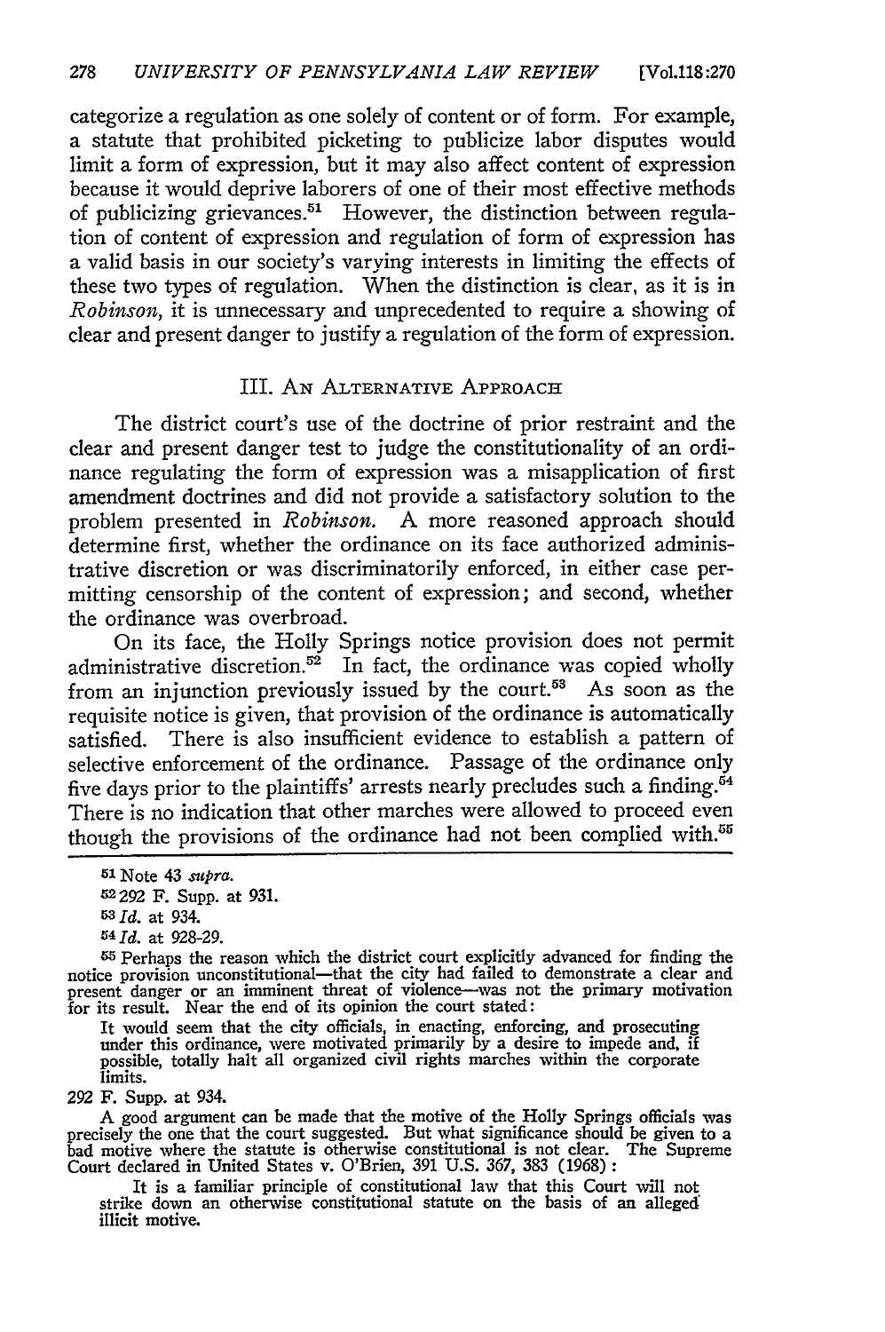categorize a regulation as one solely of content or of form. For example, a statute that prohibited picketing to publicize labor disputes would limit a form of expression, but it may also affect content of expression because it would deprive laborers of one of their most effective methods of publicizing grievances.[51] However, the distinction between regulation of content of expression and regulation of form of expression has a valid basis in our society's varying interests in limiting the effects of these two types of regulation. When the distinction is clear, as it is in *Robinson*, it is unnecessary and unprecedented to require a showing of clear and present danger to justify a regulation of the form of expression.

## III. An Alternative Approach

The district court's use of the doctrine of prior restraint and the clear and present danger test to judge the constitutionality of an ordinance regulating the form of expression was a misapplication of first amendment doctrines and did not provide a satisfactory solution to the problem presented in *Robinson*. A more reasoned approach should determine first, whether the ordinance on its face authorized administrative discretion or was discriminatorily enforced, in either case permitting censorship of the content of expression; and second, whether the ordinance was overbroad.

On its face, the Holly Springs notice provision does not permit administrative discretion.[52] In fact, the ordinance was copied wholly from an injunction previously issued by the court.[53] As soon as the requisite notice is given, that provision of the ordinance is automatically satisfied. There is also insufficient evidence to establish a pattern of selective enforcement of the ordinance. Passage of the ordinance only five days prior to the plaintiffs' arrests nearly precludes such a finding.[54] There is no indication that other marches were allowed to proceed even though the provisions of the ordinance had not been complied with.[55]

---

[51] Note 43 *supra*.

[52] 292 F. Supp. at 931.

[53] *Id.* at 934.

[54] *Id.* at 928-29.

[55] Perhaps the reason which the district court explicitly advanced for finding the notice provision unconstitutional—that the city had failed to demonstrate a clear and present danger or an imminent threat of violence—was not the primary motivation for its result. Near the end of its opinion the court stated:

> It would seem that the city officials, in enacting, enforcing, and prosecuting under this ordinance, were motivated primarily by a desire to impede and, if possible, totally halt all organized civil rights marches within the corporate limits.

292 F. Supp. at 934.

A good argument can be made that the motive of the Holly Springs officials was precisely the one that the court suggested. But what significance should be given to a bad motive where the statute is otherwise constitutional is not clear. The Supreme Court declared in United States v. O'Brien, 391 U.S. 367, 383 (1968):

> It is a familiar principle of constitutional law that this Court will not strike down an otherwise constitutional statute on the basis of an alleged illicit motive.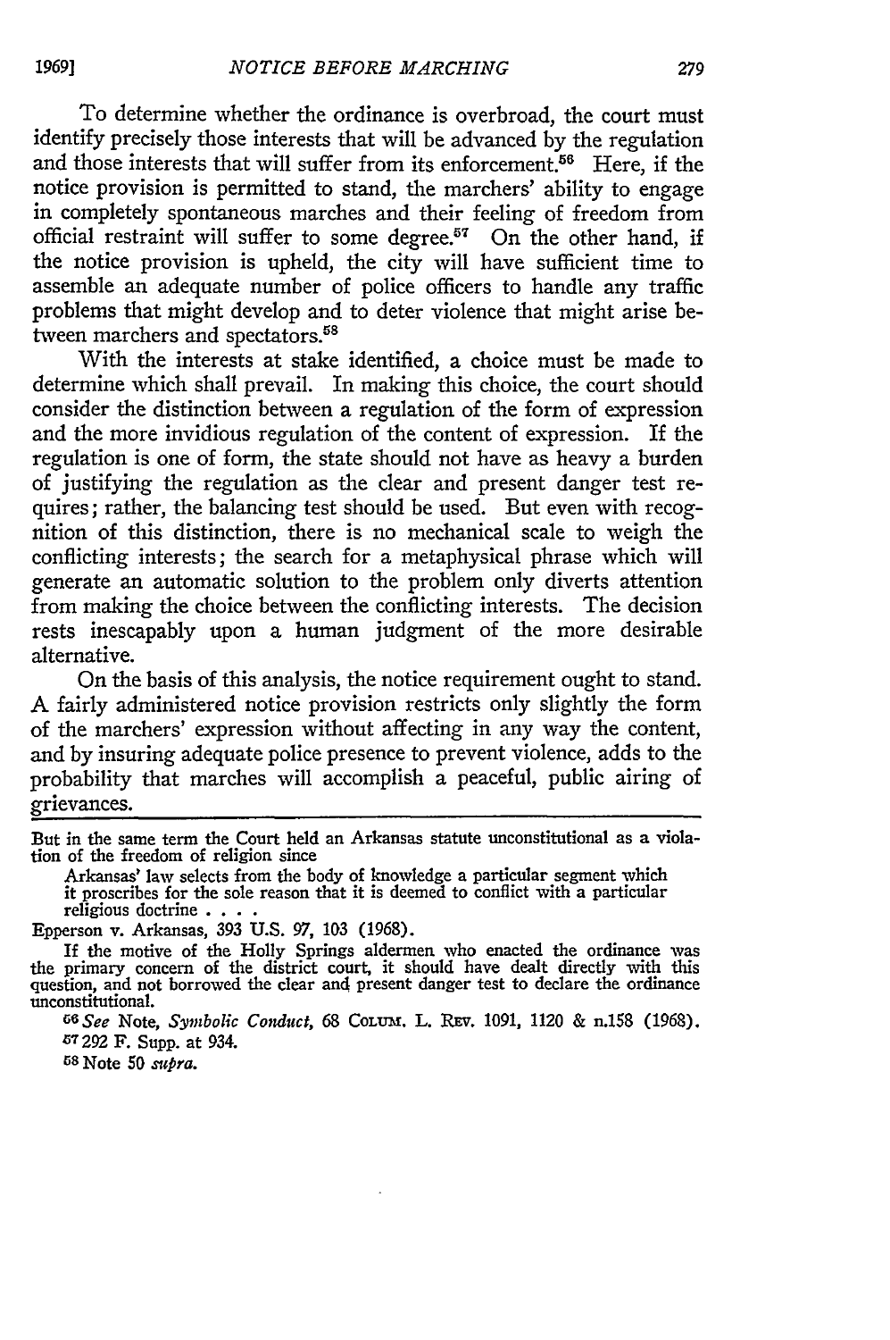To determine whether the ordinance is overbroad, the court must identify precisely those interests that will be advanced by the regulation and those interests that will suffer from its enforcement.[56] Here, if the notice provision is permitted to stand, the marchers' ability to engage in completely spontaneous marches and their feeling of freedom from official restraint will suffer to some degree.[57] On the other hand, if the notice provision is upheld, the city will have sufficient time to assemble an adequate number of police officers to handle any traffic problems that might develop and to deter violence that might arise between marchers and spectators.[58]

With the interests at stake identified, a choice must be made to determine which shall prevail. In making this choice, the court should consider the distinction between a regulation of the form of expression and the more invidious regulation of the content of expression. If the regulation is one of form, the state should not have as heavy a burden of justifying the regulation as the clear and present danger test requires; rather, the balancing test should be used. But even with recognition of this distinction, there is no mechanical scale to weigh the conflicting interests; the search for a metaphysical phrase which will generate an automatic solution to the problem only diverts attention from making the choice between the conflicting interests. The decision rests inescapably upon a human judgment of the more desirable alternative.

On the basis of this analysis, the notice requirement ought to stand. A fairly administered notice provision restricts only slightly the form of the marchers' expression without affecting in any way the content, and by insuring adequate police presence to prevent violence, adds to the probability that marches will accomplish a peaceful, public airing of grievances.

---

But in the same term the Court held an Arkansas statute unconstitutional as a violation of the freedom of religion since

> Arkansas' law selects from the body of knowledge a particular segment which it proscribes for the sole reason that it is deemed to conflict with a particular religious doctrine . . . .

Epperson v. Arkansas, 393 U.S. 97, 103 (1968).

If the motive of the Holly Springs aldermen who enacted the ordinance was the primary concern of the district court, it should have dealt directly with this question, and not borrowed the clear and present danger test to declare the ordinance unconstitutional.

[56] *See* Note, *Symbolic Conduct,* 68 COLUM. L. REV. 1091, 1120 & n.158 (1968).

[57] 292 F. Supp. at 934.

[58] Note 50 *supra.*